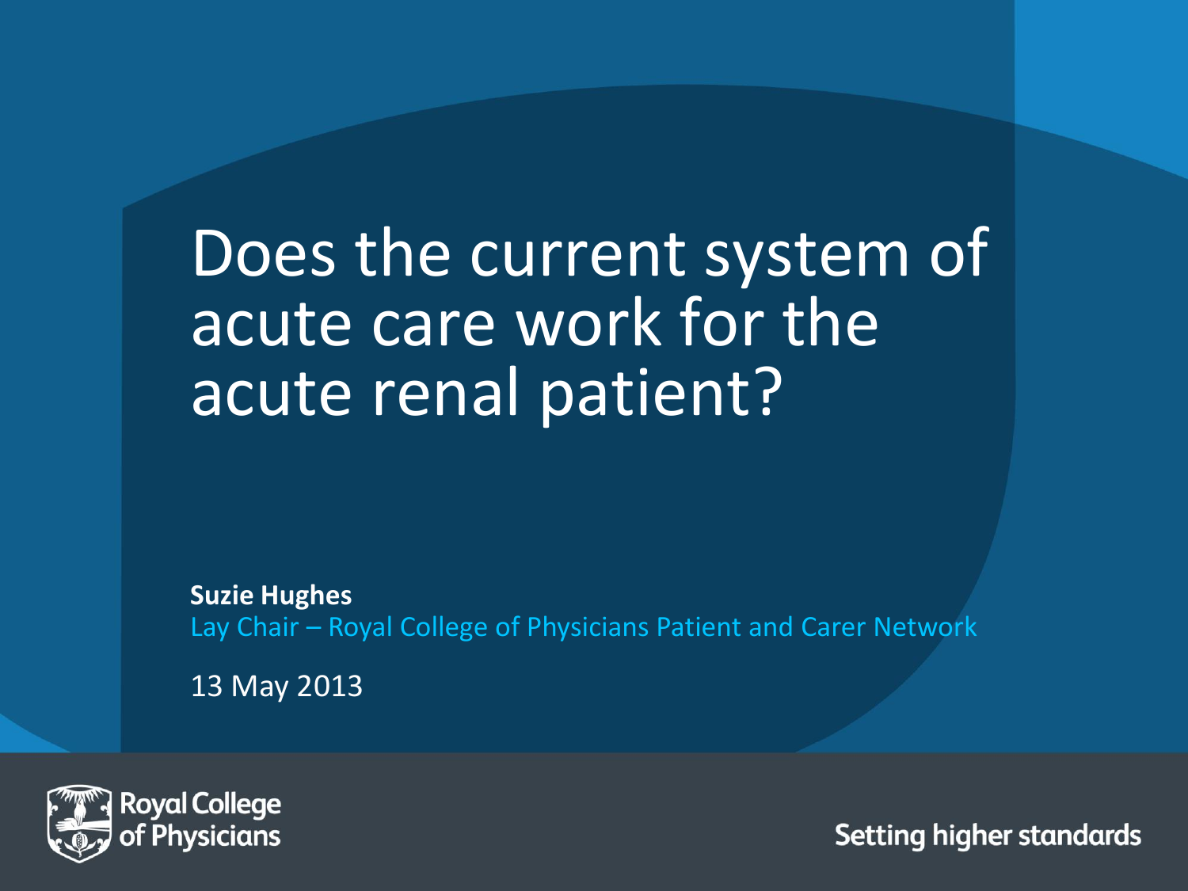# Does the current system of acute care work for the acute renal patient?

**Suzie Hughes**

Lay Chair – Royal College of Physicians Patient and Carer Network

13 May 2013

Royal College of Physicians

Setting higher standards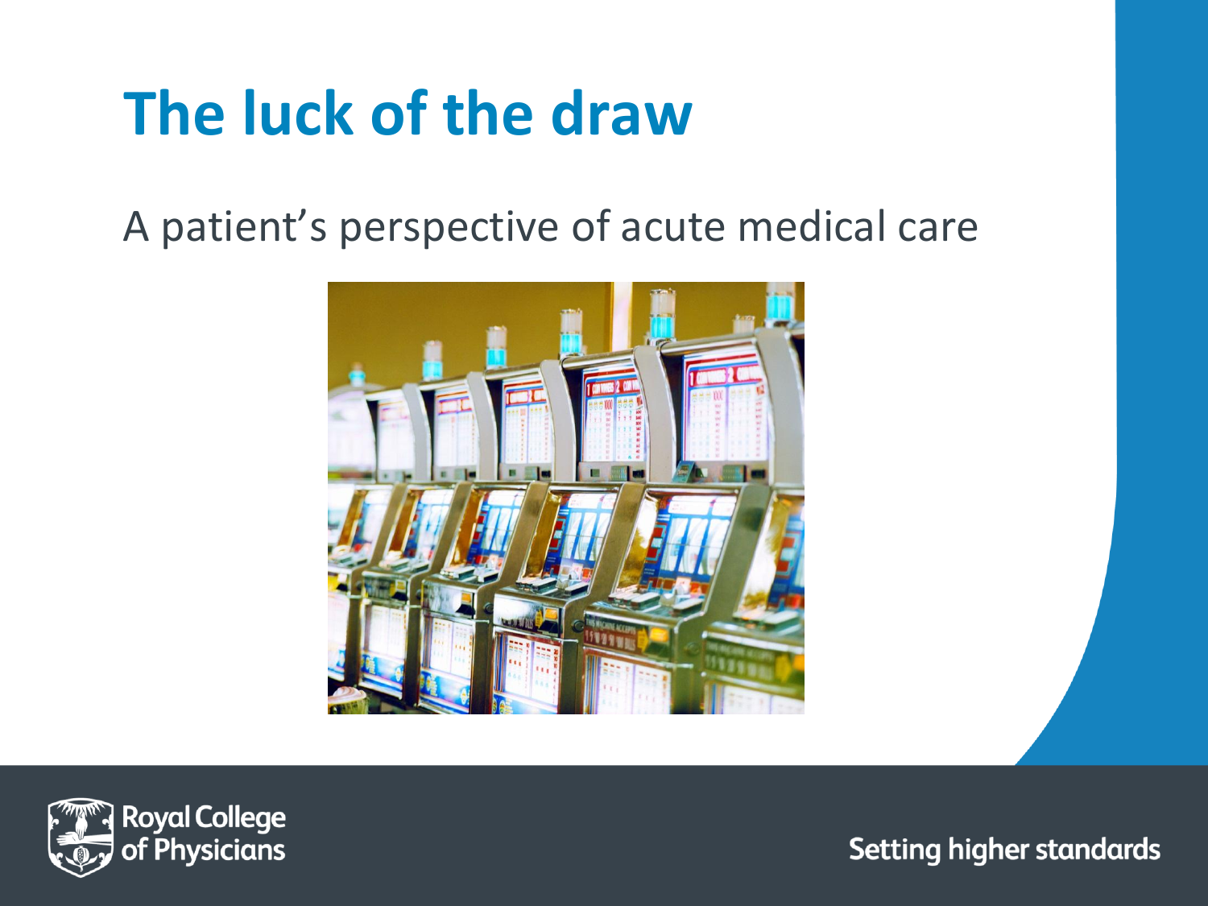# The luck of the draw

A patient's perspective of acute medical care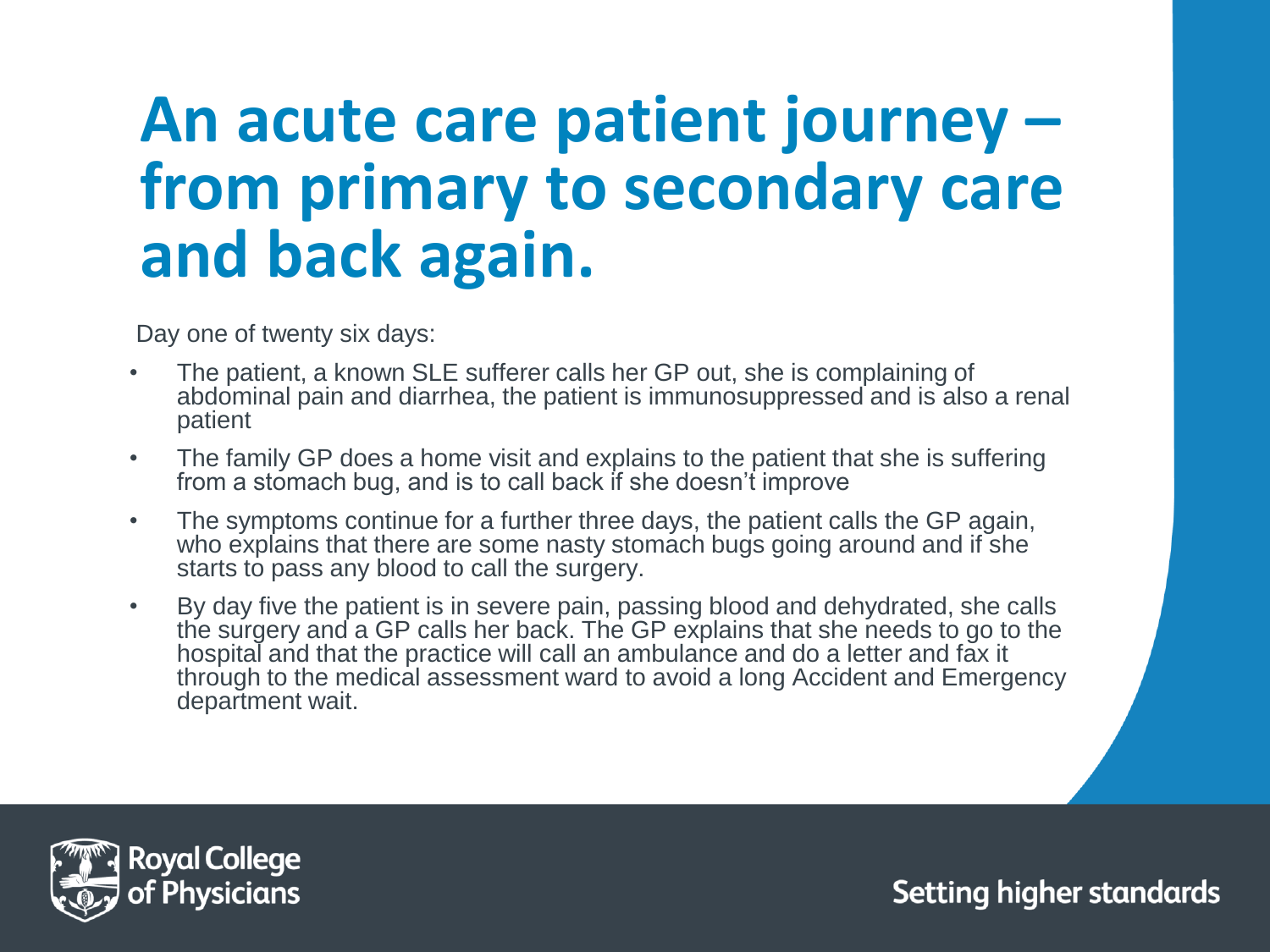# An acute care patient journey – from primary to secondary care and back again.

Day one of twenty six days:

- The patient, a known SLE sufferer calls her GP out, she is complaining of abdominal pain and diarrhea, the patient is immunosuppressed and is also a renal patient
- The family GP does a home visit and explains to the patient that she is suffering from a stomach bug, and is to call back if she doesn't improve
- The symptoms continue for a further three days, the patient calls the GP again, who explains that there are some nasty stomach bugs going around and if she starts to pass any blood to call the surgery.
- By day five the patient is in severe pain, passing blood and dehydrated, she calls the surgery and a GP calls her back. The GP explains that she needs to go to the hospital and that the practice will call an ambulance and do a letter and fax it through to the medical assessment ward to avoid a long Accident and Emergency department wait.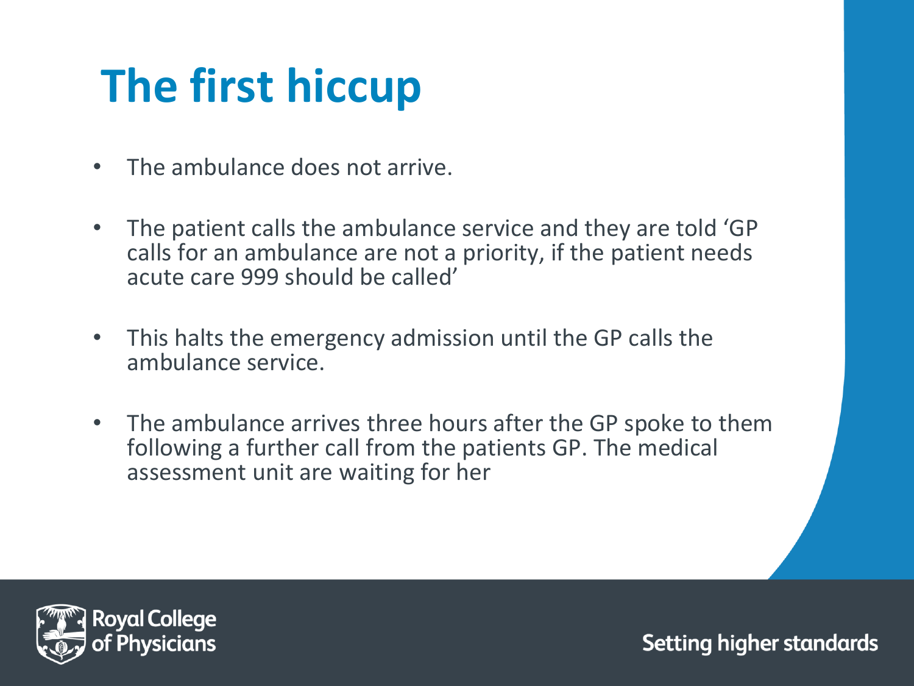# The first hiccup

- The ambulance does not arrive.
- The patient calls the ambulance service and they are told 'GP calls for an ambulance are not a priority, if the patient needs acute care 999 should be called'
- This halts the emergency admission until the GP calls the ambulance service.
- The ambulance arrives three hours after the GP spoke to them following a further call from the patients GP. The medical assessment unit are waiting for her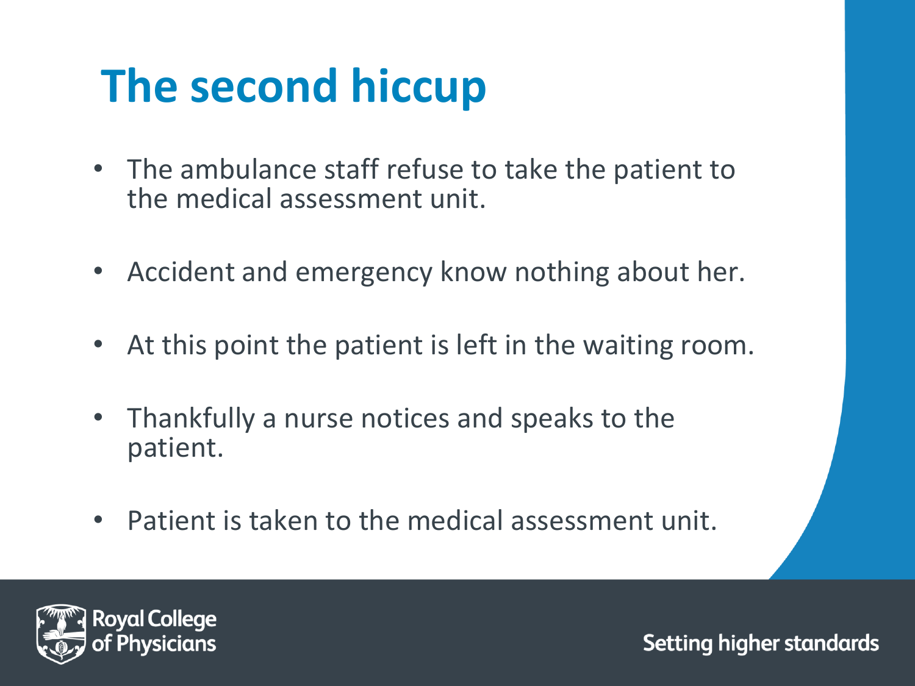# The second hiccup

- The ambulance staff refuse to take the patient to the medical assessment unit.
- Accident and emergency know nothing about her.
- At this point the patient is left in the waiting room.
- Thankfully a nurse notices and speaks to the patient.
- Patient is taken to the medical assessment unit.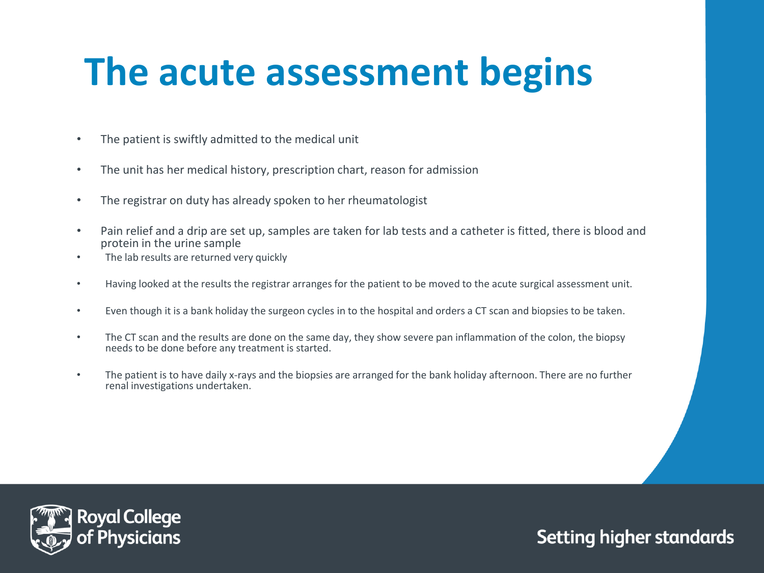# The acute assessment begins

- The patient is swiftly admitted to the medical unit
- The unit has her medical history, prescription chart, reason for admission
- The registrar on duty has already spoken to her rheumatologist
- Pain relief and a drip are set up, samples are taken for lab tests and a catheter is fitted, there is blood and protein in the urine sample
- The lab results are returned very quickly
- Having looked at the results the registrar arranges for the patient to be moved to the acute surgical assessment unit.
- Even though it is a bank holiday the surgeon cycles in to the hospital and orders a CT scan and biopsies to be taken.
- The CT scan and the results are done on the same day, they show severe pan inflammation of the colon, the biopsy needs to be done before any treatment is started.
- The patient is to have daily x-rays and the biopsies are arranged for the bank holiday afternoon. There are no further renal investigations undertaken.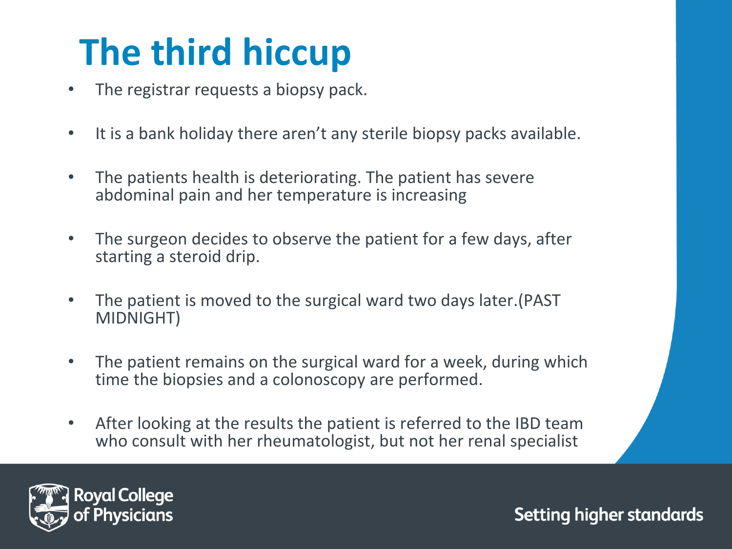# The third hiccup

- The registrar requests a biopsy pack.
- It is a bank holiday there aren't any sterile biopsy packs available.
- The patients health is deteriorating. The patient has severe abdominal pain and her temperature is increasing
- The surgeon decides to observe the patient for a few days, after starting a steroid drip.
- The patient is moved to the surgical ward two days later.(PAST MIDNIGHT)
- The patient remains on the surgical ward for a week, during which time the biopsies and a colonoscopy are performed.
- After looking at the results the patient is referred to the IBD team who consult with her rheumatologist, but not her renal specialist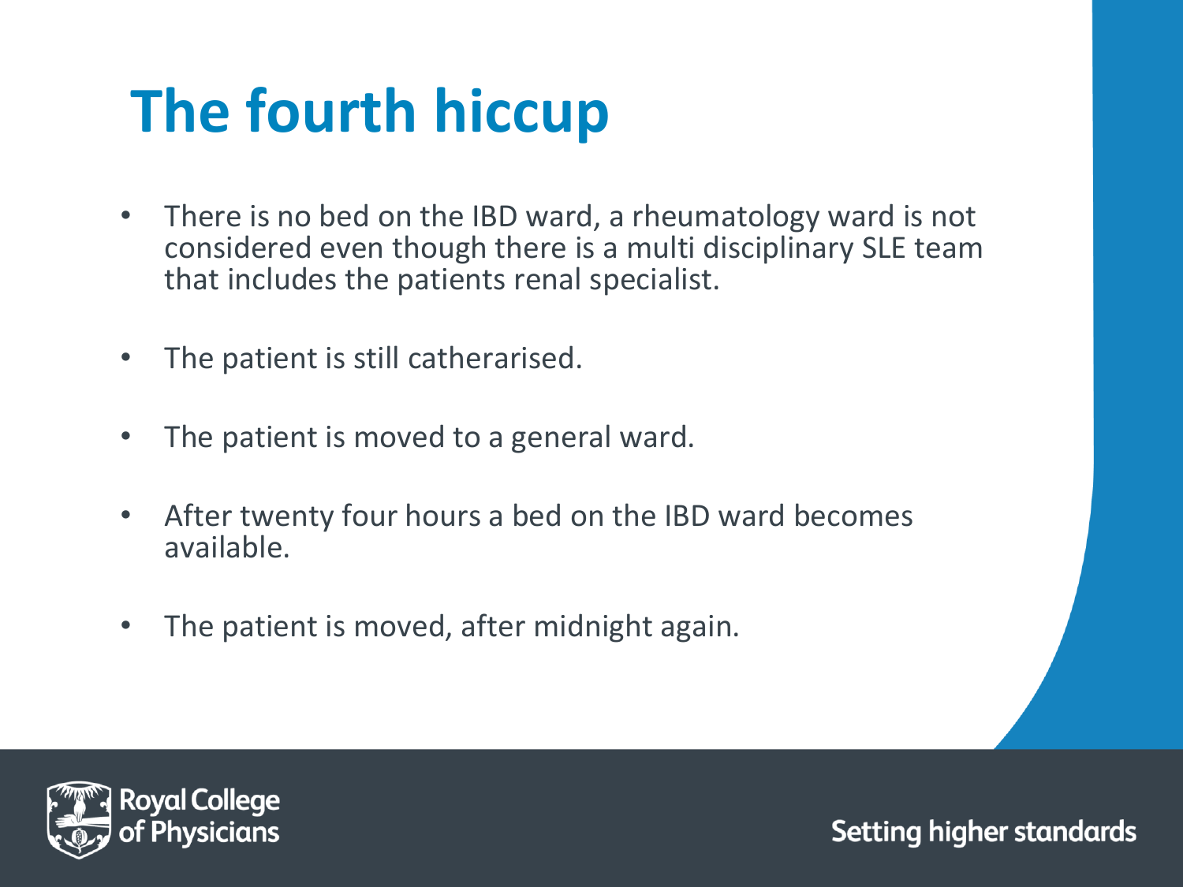# The fourth hiccup

- There is no bed on the IBD ward, a rheumatology ward is not considered even though there is a multi disciplinary SLE team that includes the patients renal specialist.
- The patient is still catherarised.
- The patient is moved to a general ward.
- After twenty four hours a bed on the IBD ward becomes available.
- The patient is moved, after midnight again.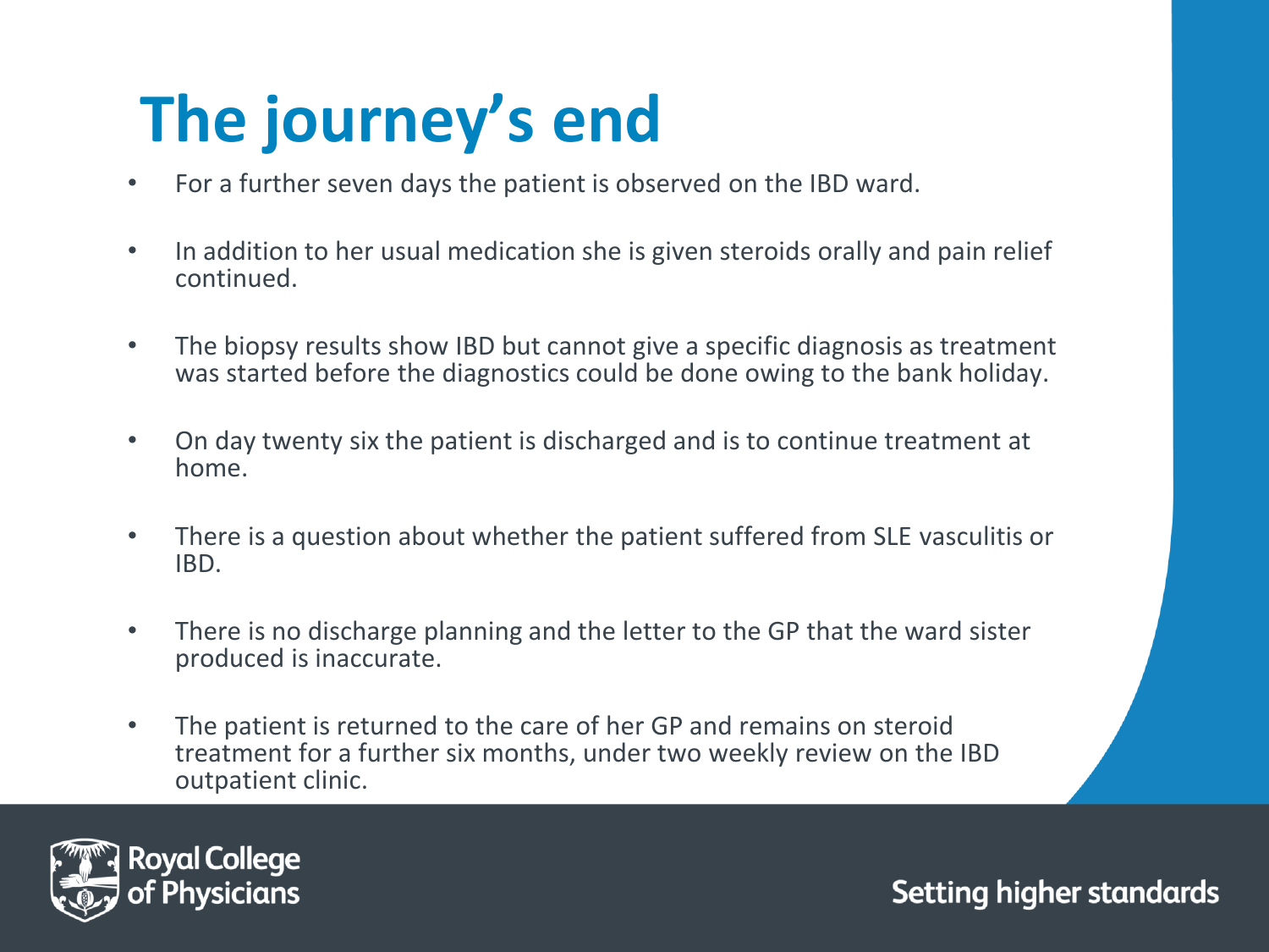# The journey's end

- For a further seven days the patient is observed on the IBD ward.
- In addition to her usual medication she is given steroids orally and pain relief continued.
- The biopsy results show IBD but cannot give a specific diagnosis as treatment was started before the diagnostics could be done owing to the bank holiday.
- On day twenty six the patient is discharged and is to continue treatment at home.
- There is a question about whether the patient suffered from SLE vasculitis or IBD.
- There is no discharge planning and the letter to the GP that the ward sister produced is inaccurate.
- The patient is returned to the care of her GP and remains on steroid treatment for a further six months, under two weekly review on the IBD outpatient clinic.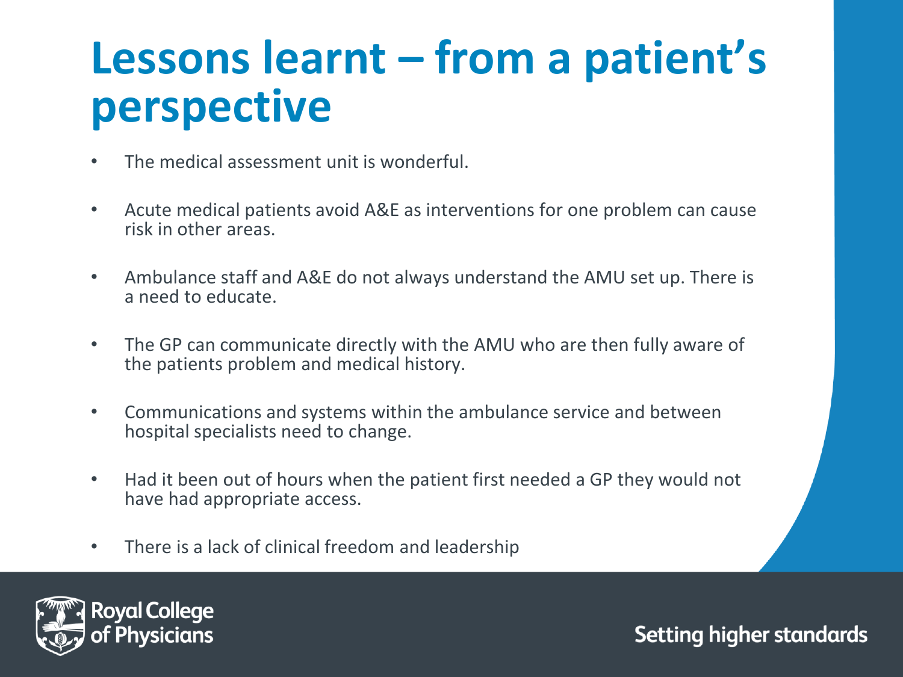# Lessons learnt – from a patient's perspective

- The medical assessment unit is wonderful.
- Acute medical patients avoid A&E as interventions for one problem can cause risk in other areas.
- Ambulance staff and A&E do not always understand the AMU set up. There is a need to educate.
- The GP can communicate directly with the AMU who are then fully aware of the patients problem and medical history.
- Communications and systems within the ambulance service and between hospital specialists need to change.
- Had it been out of hours when the patient first needed a GP they would not have had appropriate access.
- There is a lack of clinical freedom and leadership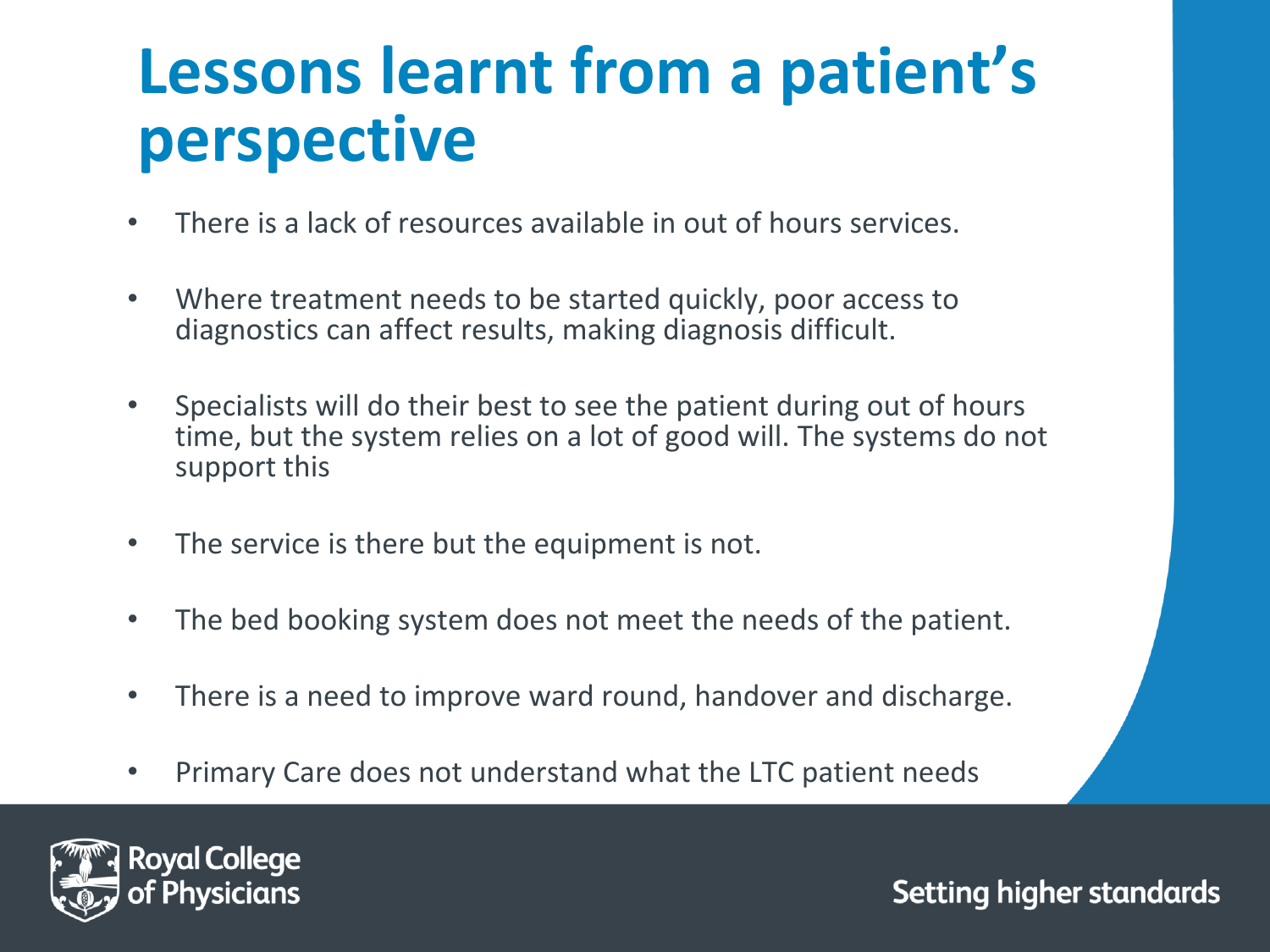# Lessons learnt from a patient's perspective

- There is a lack of resources available in out of hours services.
- Where treatment needs to be started quickly, poor access to diagnostics can affect results, making diagnosis difficult.
- Specialists will do their best to see the patient during out of hours time, but the system relies on a lot of good will. The systems do not support this
- The service is there but the equipment is not.
- The bed booking system does not meet the needs of the patient.
- There is a need to improve ward round, handover and discharge.
- Primary Care does not understand what the LTC patient needs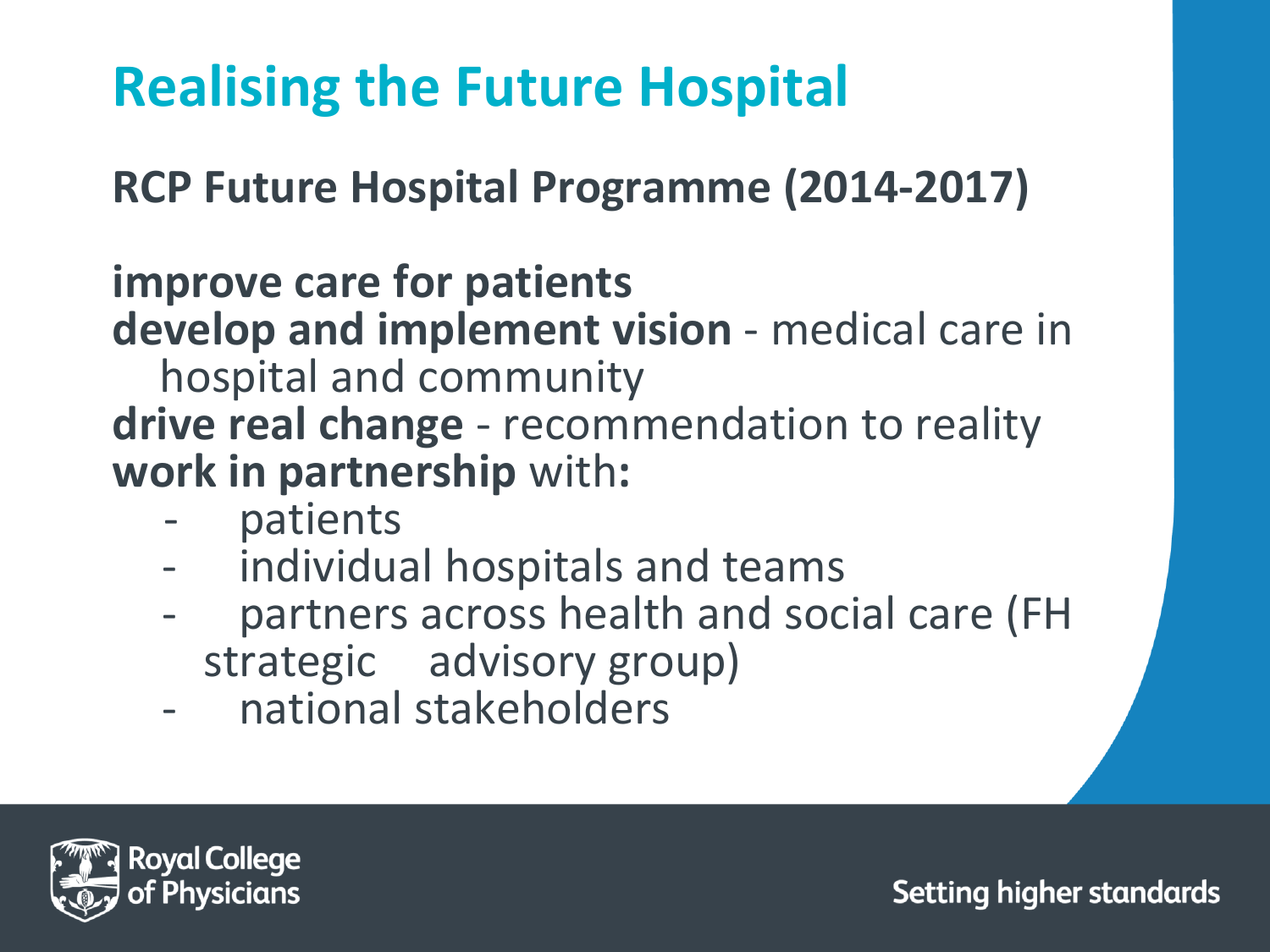# Realising the Future Hospital

**RCP Future Hospital Programme (2014-2017)**

**improve care for patients**
**develop and implement vision** - medical care in hospital and community
**drive real change** - recommendation to reality
**work in partnership** with:

- patients
- individual hospitals and teams
- partners across health and social care (FH strategic advisory group)
- national stakeholders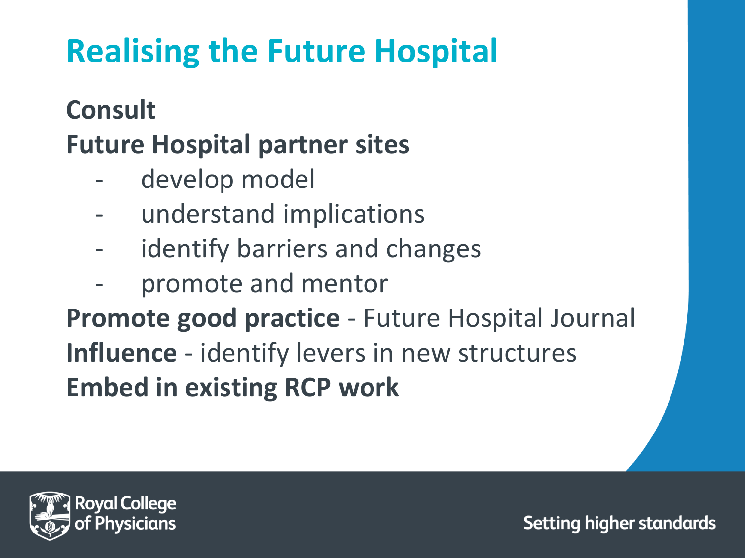# Realising the Future Hospital

**Consult**

**Future Hospital partner sites**

- develop model
- understand implications
- identify barriers and changes
- promote and mentor

**Promote good practice** - Future Hospital Journal

**Influence** - identify levers in new structures

**Embed in existing RCP work**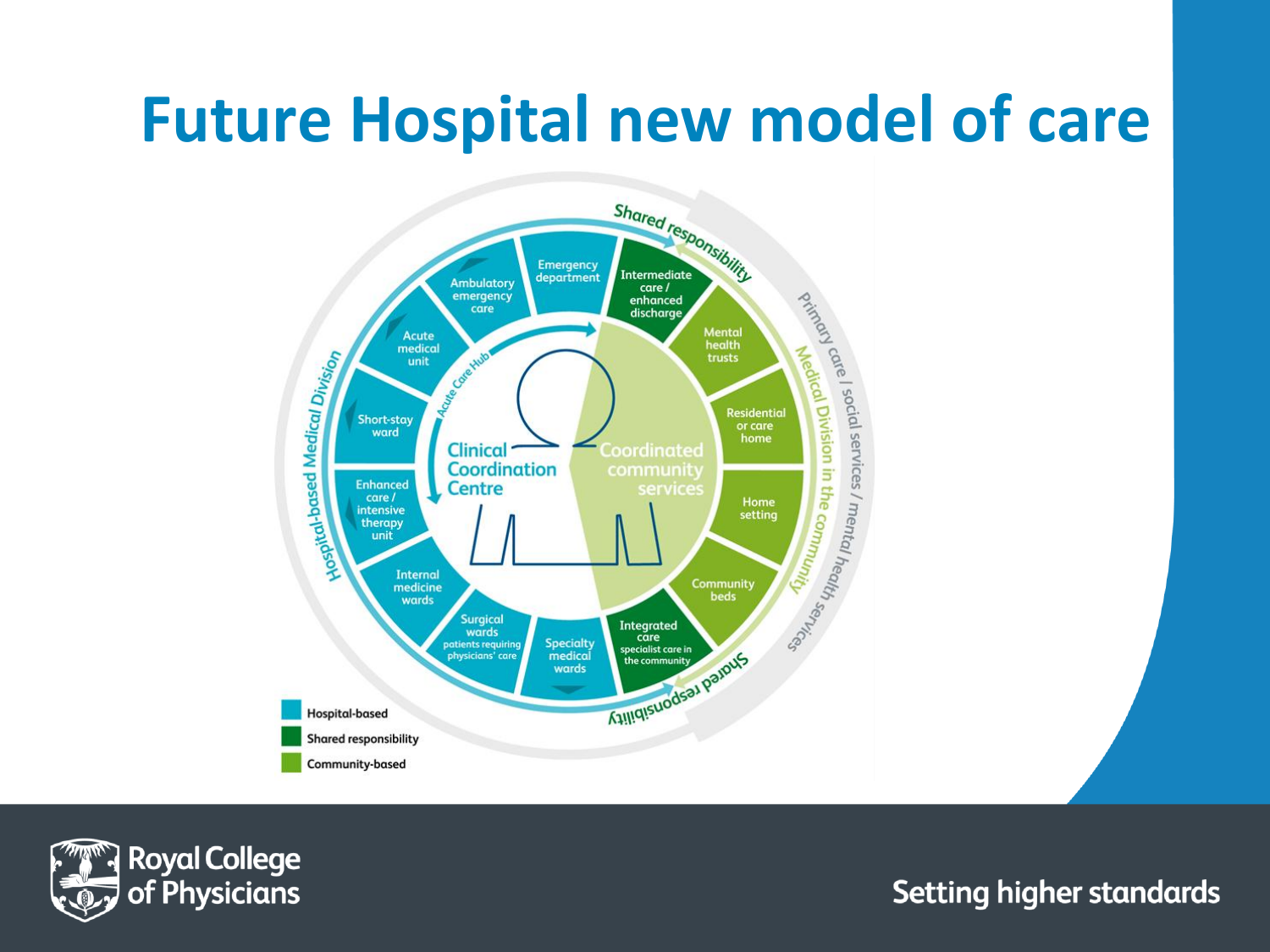# Future Hospital new model of care

Shared responsibility

Primary care / social services / mental health services

Medical Division in the community

Hospital-based Medical Division

Acute Care Hub

Clinical Coordination Centre

Coordinated community services

Emergency department

Ambulatory emergency care

Acute medical unit

Short-stay ward

Enhanced care / intensive therapy unit

Internal medicine wards

Surgical wards patients requiring physicians' care

Specialty medical wards

Intermediate care / enhanced discharge

Mental health trusts

Residential or care home

Home setting

Community beds

Integrated care specialist care in the community

- Hospital-based
- Shared responsibility
- Community-based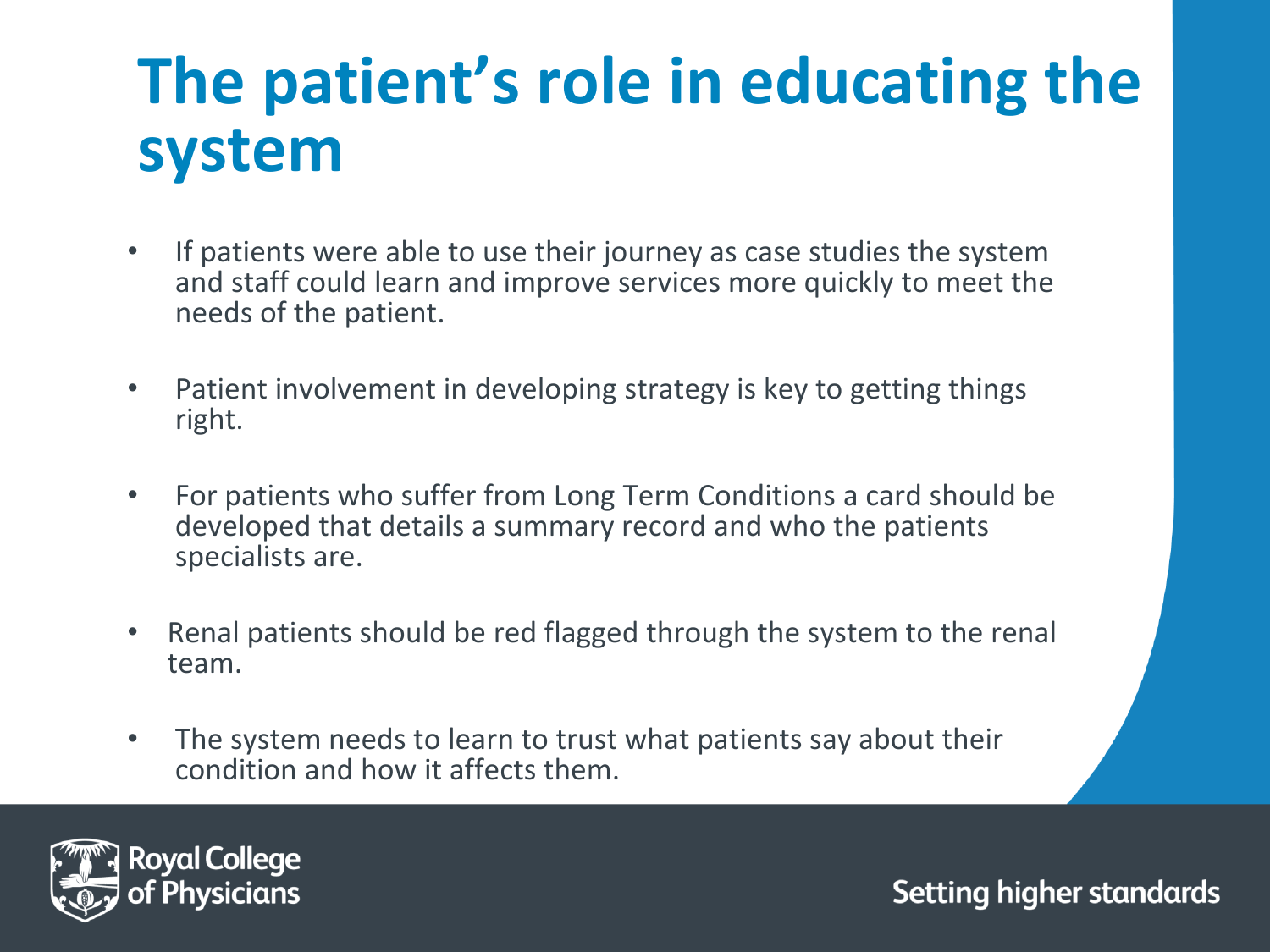# The patient's role in educating the system

- If patients were able to use their journey as case studies the system and staff could learn and improve services more quickly to meet the needs of the patient.
- Patient involvement in developing strategy is key to getting things right.
- For patients who suffer from Long Term Conditions a card should be developed that details a summary record and who the patients specialists are.
- Renal patients should be red flagged through the system to the renal team.
- The system needs to learn to trust what patients say about their condition and how it affects them.